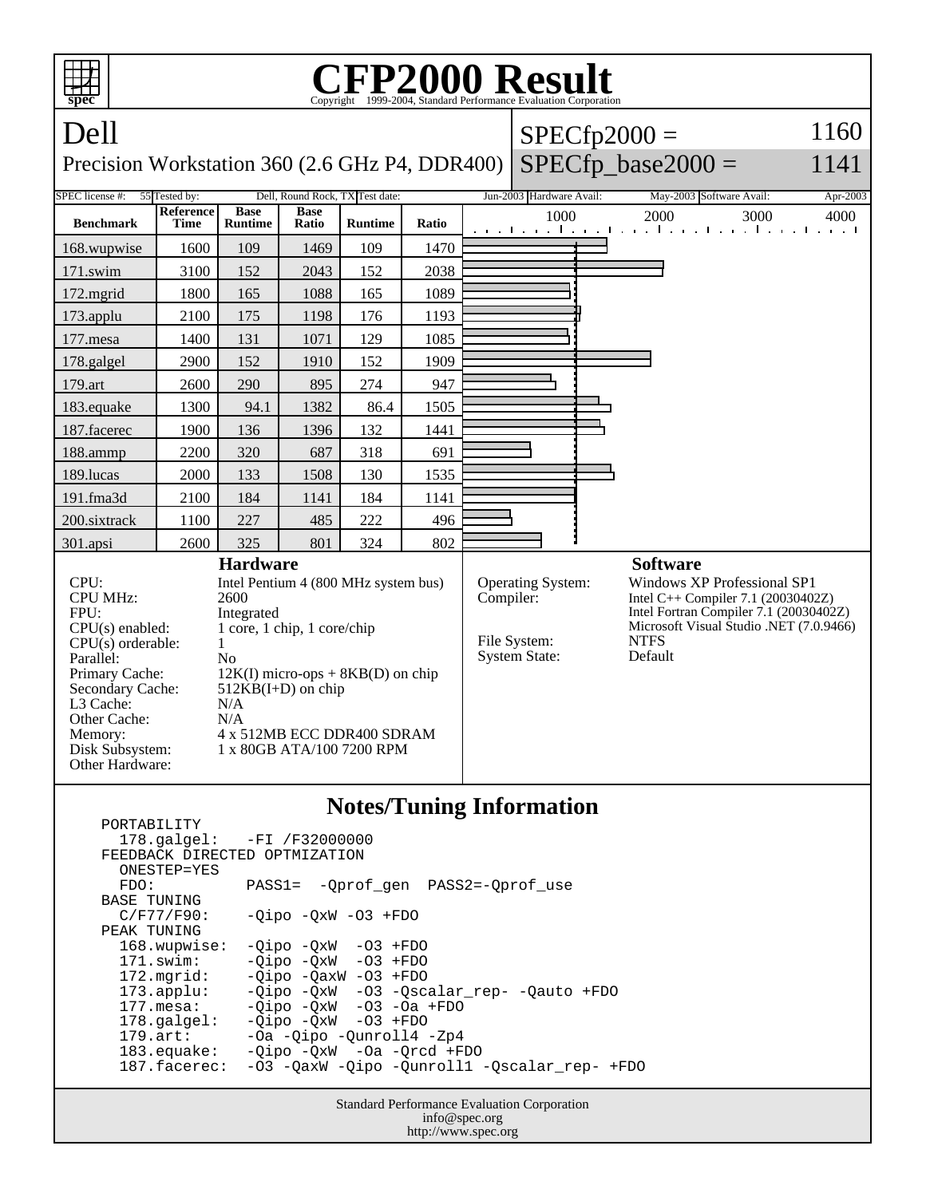# CFP2000 Result

Copyright 1999-2004, Standard Performance Evaluation Corporation

## Dell

Precision Workstation 360 (2.6 GHz P4, DDR400)

SPECfp2000 = 1160

SPECfp_base2000 = 1141

| SPEC license #: | 55 | Tested by: | Dell, Round Rock, TX | Test date: | Jun-2003 | Hardware Avail: | May-2003 | Software Avail: | Apr-2003 |
|---|---|---|---|---|---|---|---|---|---|

| Benchmark | Reference Time | Base Runtime | Base Ratio | Runtime | Ratio |
|---|---|---|---|---|---|
| 168.wupwise | 1600 | 109 | 1469 | 109 | 1470 |
| 171.swim | 3100 | 152 | 2043 | 152 | 2038 |
| 172.mgrid | 1800 | 165 | 1088 | 165 | 1089 |
| 173.applu | 2100 | 175 | 1198 | 176 | 1193 |
| 177.mesa | 1400 | 131 | 1071 | 129 | 1085 |
| 178.galgel | 2900 | 152 | 1910 | 152 | 1909 |
| 179.art | 2600 | 290 | 895 | 274 | 947 |
| 183.equake | 1300 | 94.1 | 1382 | 86.4 | 1505 |
| 187.facerec | 1900 | 136 | 1396 | 132 | 1441 |
| 188.ammp | 2200 | 320 | 687 | 318 | 691 |
| 189.lucas | 2000 | 133 | 1508 | 130 | 1535 |
| 191.fma3d | 2100 | 184 | 1141 | 184 | 1141 |
| 200.sixtrack | 1100 | 227 | 485 | 222 | 496 |
| 301.apsi | 2600 | 325 | 801 | 324 | 802 |

### Hardware

| | |
|---|---|
| CPU: | Intel Pentium 4 (800 MHz system bus) |
| CPU MHz: | 2600 |
| FPU: | Integrated |
| CPU(s) enabled: | 1 core, 1 chip, 1 core/chip |
| CPU(s) orderable: | 1 |
| Parallel: | No |
| Primary Cache: | 12K(I) micro-ops + 8KB(D) on chip |
| Secondary Cache: | 512KB(I+D) on chip |
| L3 Cache: | N/A |
| Other Cache: | N/A |
| Memory: | 4 x 512MB ECC DDR400 SDRAM |
| Disk Subsystem: | 1 x 80GB ATA/100 7200 RPM |
| Other Hardware: | |

### Software

| | |
|---|---|
| Operating System: | Windows XP Professional SP1 |
| Compiler: | Intel C++ Compiler 7.1 (20030402Z)<br>Intel Fortran Compiler 7.1 (20030402Z)<br>Microsoft Visual Studio .NET (7.0.9466) |
| File System: | NTFS |
| System State: | Default |

### Notes/Tuning Information

```
PORTABILITY
  178.galgel:   -FI /F32000000
FEEDBACK DIRECTED OPTMIZATION
  ONESTEP=YES
  FDO:          PASS1=  -Qprof_gen  PASS2=-Qprof_use
BASE TUNING
  C/F77/F90:    -Qipo -QxW -O3 +FDO
PEAK TUNING
  168.wupwise:  -Qipo -QxW  -O3 +FDO
  171.swim:     -Qipo -QxW  -O3 +FDO
  172.mgrid:    -Qipo -QaxW -O3 +FDO
  173.applu:    -Qipo -QxW  -O3 -Qscalar_rep- -Qauto +FDO
  177.mesa:     -Qipo -QxW  -O3 -Oa +FDO
  178.galgel:   -Qipo -QxW  -O3 +FDO
  179.art:      -Oa -Qipo -Qunroll4 -Zp4
  183.equake:   -Qipo -QxW  -Oa -Qrcd +FDO
  187.facerec:  -O3 -QaxW -Qipo -Qunroll1 -Qscalar_rep- +FDO
```

Standard Performance Evaluation Corporation
info@spec.org
http://www.spec.org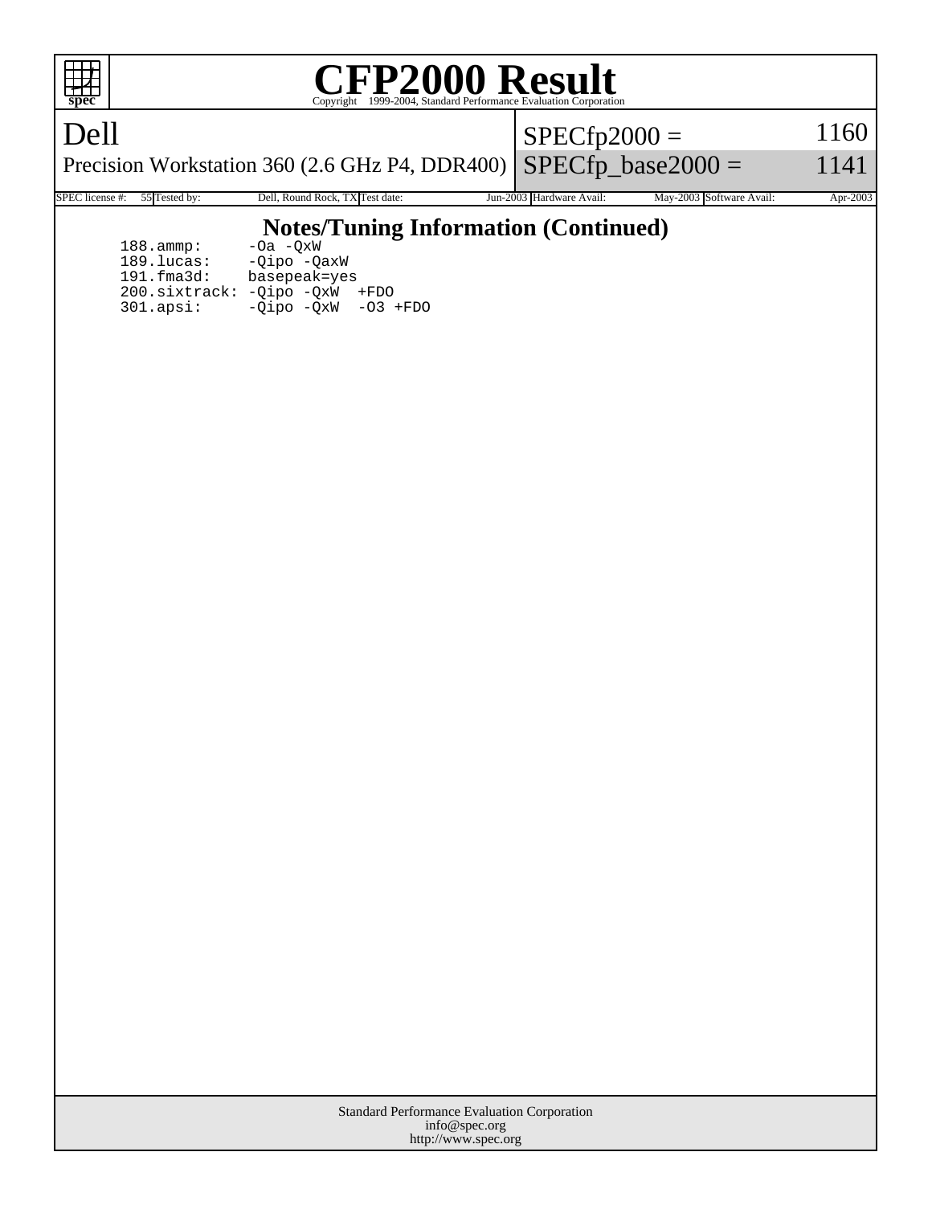# CFP2000 Result

Copyright 1999-2004, Standard Performance Evaluation Corporation

**Dell**

Precision Workstation 360 (2.6 GHz P4, DDR400)

SPECfp2000 = 1160

SPECfp_base2000 = 1141

| SPEC license #: | 55 | Tested by: | Dell, Round Rock, TX | Test date: | Jun-2003 | Hardware Avail: | May-2003 | Software Avail: | Apr-2003 |
|---|---|---|---|---|---|---|---|---|---|

## Notes/Tuning Information (Continued)

```
188.ammp:      -Oa -QxW
189.lucas:     -Qipo -QaxW
191.fma3d:     basepeak=yes
200.sixtrack: -Qipo -QxW  +FDO
301.apsi:      -Qipo -QxW  -O3 +FDO
```

Standard Performance Evaluation Corporation
info@spec.org
http://www.spec.org